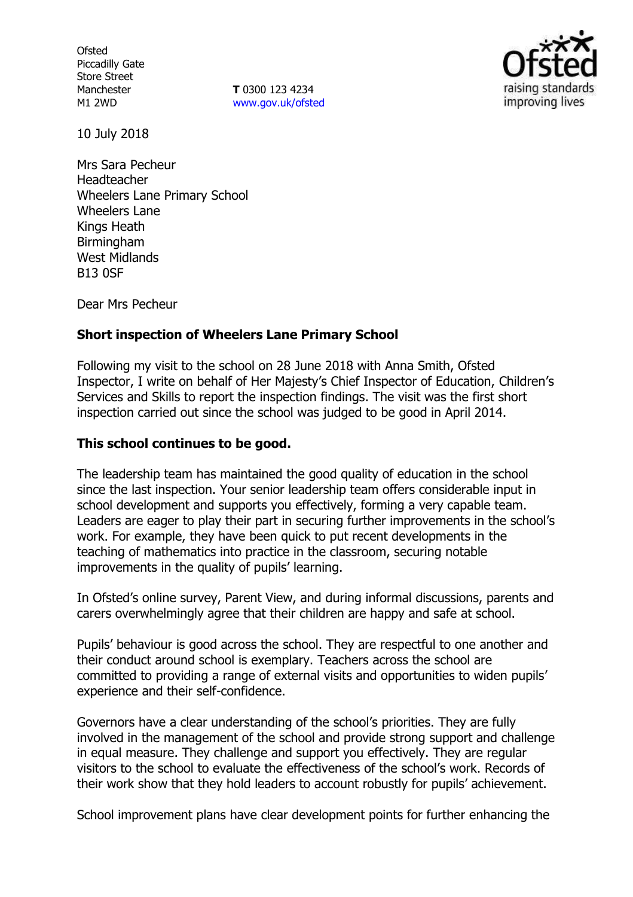Ofsted
Piccadilly Gate
Store Street
Manchester
M1 2WD

**T** 0300 123 4234
www.gov.uk/ofsted

10 July 2018

Mrs Sara Pecheur
Headteacher
Wheelers Lane Primary School
Wheelers Lane
Kings Heath
Birmingham
West Midlands
B13 0SF

Dear Mrs Pecheur

**Short inspection of Wheelers Lane Primary School**

Following my visit to the school on 28 June 2018 with Anna Smith, Ofsted Inspector, I write on behalf of Her Majesty's Chief Inspector of Education, Children's Services and Skills to report the inspection findings. The visit was the first short inspection carried out since the school was judged to be good in April 2014.

**This school continues to be good.**

The leadership team has maintained the good quality of education in the school since the last inspection. Your senior leadership team offers considerable input in school development and supports you effectively, forming a very capable team. Leaders are eager to play their part in securing further improvements in the school's work. For example, they have been quick to put recent developments in the teaching of mathematics into practice in the classroom, securing notable improvements in the quality of pupils' learning.

In Ofsted's online survey, Parent View, and during informal discussions, parents and carers overwhelmingly agree that their children are happy and safe at school.

Pupils' behaviour is good across the school. They are respectful to one another and their conduct around school is exemplary. Teachers across the school are committed to providing a range of external visits and opportunities to widen pupils' experience and their self-confidence.

Governors have a clear understanding of the school's priorities. They are fully involved in the management of the school and provide strong support and challenge in equal measure. They challenge and support you effectively. They are regular visitors to the school to evaluate the effectiveness of the school's work. Records of their work show that they hold leaders to account robustly for pupils' achievement.

School improvement plans have clear development points for further enhancing the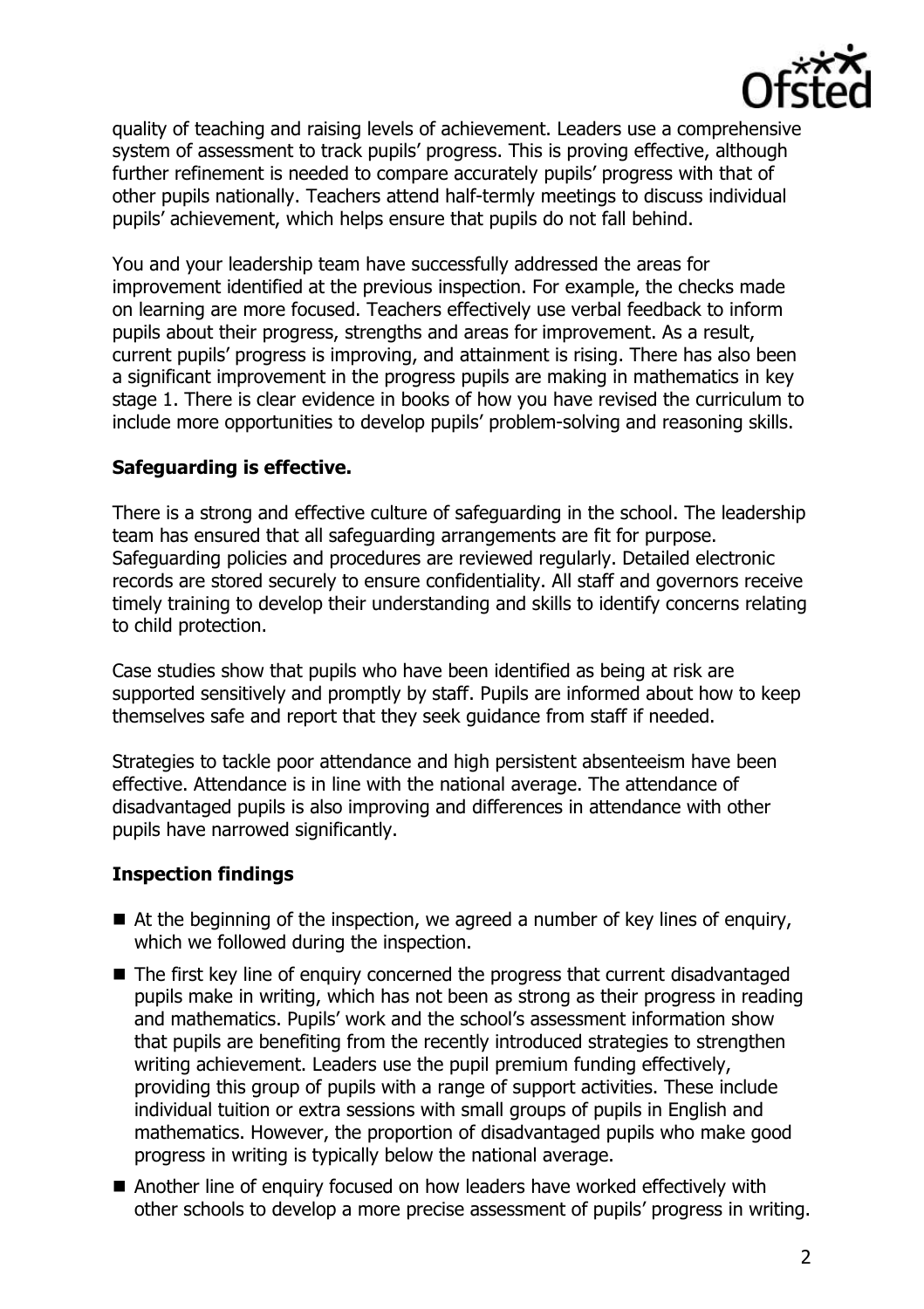quality of teaching and raising levels of achievement. Leaders use a comprehensive system of assessment to track pupils' progress. This is proving effective, although further refinement is needed to compare accurately pupils' progress with that of other pupils nationally. Teachers attend half-termly meetings to discuss individual pupils' achievement, which helps ensure that pupils do not fall behind.

You and your leadership team have successfully addressed the areas for improvement identified at the previous inspection. For example, the checks made on learning are more focused. Teachers effectively use verbal feedback to inform pupils about their progress, strengths and areas for improvement. As a result, current pupils' progress is improving, and attainment is rising. There has also been a significant improvement in the progress pupils are making in mathematics in key stage 1. There is clear evidence in books of how you have revised the curriculum to include more opportunities to develop pupils' problem-solving and reasoning skills.

## Safeguarding is effective.

There is a strong and effective culture of safeguarding in the school. The leadership team has ensured that all safeguarding arrangements are fit for purpose. Safeguarding policies and procedures are reviewed regularly. Detailed electronic records are stored securely to ensure confidentiality. All staff and governors receive timely training to develop their understanding and skills to identify concerns relating to child protection.

Case studies show that pupils who have been identified as being at risk are supported sensitively and promptly by staff. Pupils are informed about how to keep themselves safe and report that they seek guidance from staff if needed.

Strategies to tackle poor attendance and high persistent absenteeism have been effective. Attendance is in line with the national average. The attendance of disadvantaged pupils is also improving and differences in attendance with other pupils have narrowed significantly.

## Inspection findings

- At the beginning of the inspection, we agreed a number of key lines of enquiry, which we followed during the inspection.
- The first key line of enquiry concerned the progress that current disadvantaged pupils make in writing, which has not been as strong as their progress in reading and mathematics. Pupils' work and the school's assessment information show that pupils are benefiting from the recently introduced strategies to strengthen writing achievement. Leaders use the pupil premium funding effectively, providing this group of pupils with a range of support activities. These include individual tuition or extra sessions with small groups of pupils in English and mathematics. However, the proportion of disadvantaged pupils who make good progress in writing is typically below the national average.
- Another line of enquiry focused on how leaders have worked effectively with other schools to develop a more precise assessment of pupils' progress in writing.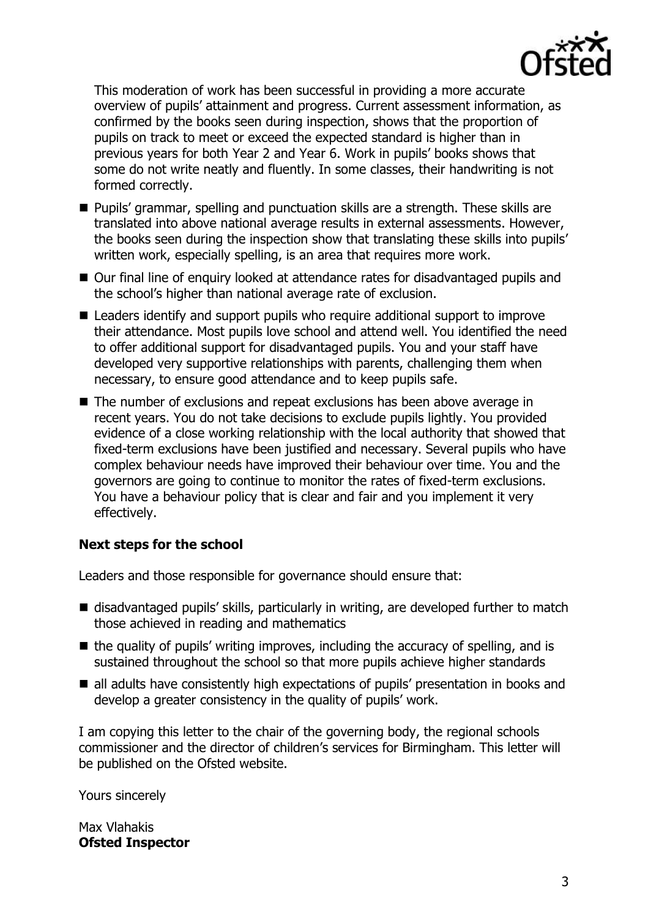This moderation of work has been successful in providing a more accurate overview of pupils' attainment and progress. Current assessment information, as confirmed by the books seen during inspection, shows that the proportion of pupils on track to meet or exceed the expected standard is higher than in previous years for both Year 2 and Year 6. Work in pupils' books shows that some do not write neatly and fluently. In some classes, their handwriting is not formed correctly.

- Pupils' grammar, spelling and punctuation skills are a strength. These skills are translated into above national average results in external assessments. However, the books seen during the inspection show that translating these skills into pupils' written work, especially spelling, is an area that requires more work.
- Our final line of enquiry looked at attendance rates for disadvantaged pupils and the school's higher than national average rate of exclusion.
- Leaders identify and support pupils who require additional support to improve their attendance. Most pupils love school and attend well. You identified the need to offer additional support for disadvantaged pupils. You and your staff have developed very supportive relationships with parents, challenging them when necessary, to ensure good attendance and to keep pupils safe.
- The number of exclusions and repeat exclusions has been above average in recent years. You do not take decisions to exclude pupils lightly. You provided evidence of a close working relationship with the local authority that showed that fixed-term exclusions have been justified and necessary. Several pupils who have complex behaviour needs have improved their behaviour over time. You and the governors are going to continue to monitor the rates of fixed-term exclusions. You have a behaviour policy that is clear and fair and you implement it very effectively.

**Next steps for the school**

Leaders and those responsible for governance should ensure that:

- disadvantaged pupils' skills, particularly in writing, are developed further to match those achieved in reading and mathematics
- the quality of pupils' writing improves, including the accuracy of spelling, and is sustained throughout the school so that more pupils achieve higher standards
- all adults have consistently high expectations of pupils' presentation in books and develop a greater consistency in the quality of pupils' work.

I am copying this letter to the chair of the governing body, the regional schools commissioner and the director of children's services for Birmingham. This letter will be published on the Ofsted website.

Yours sincerely

Max Vlahakis
**Ofsted Inspector**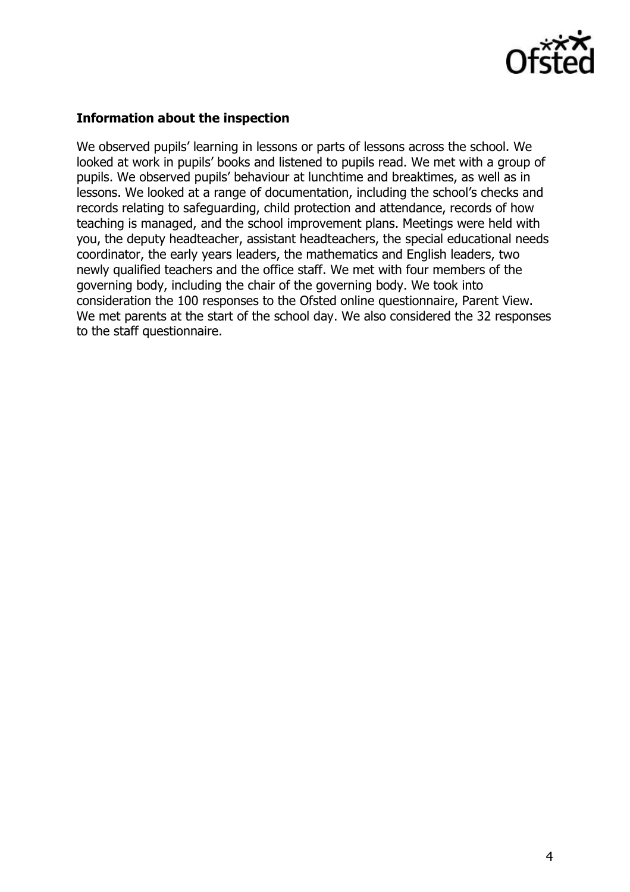**Information about the inspection**

We observed pupils' learning in lessons or parts of lessons across the school. We looked at work in pupils' books and listened to pupils read. We met with a group of pupils. We observed pupils' behaviour at lunchtime and breaktimes, as well as in lessons. We looked at a range of documentation, including the school's checks and records relating to safeguarding, child protection and attendance, records of how teaching is managed, and the school improvement plans. Meetings were held with you, the deputy headteacher, assistant headteachers, the special educational needs coordinator, the early years leaders, the mathematics and English leaders, two newly qualified teachers and the office staff. We met with four members of the governing body, including the chair of the governing body. We took into consideration the 100 responses to the Ofsted online questionnaire, Parent View. We met parents at the start of the school day. We also considered the 32 responses to the staff questionnaire.